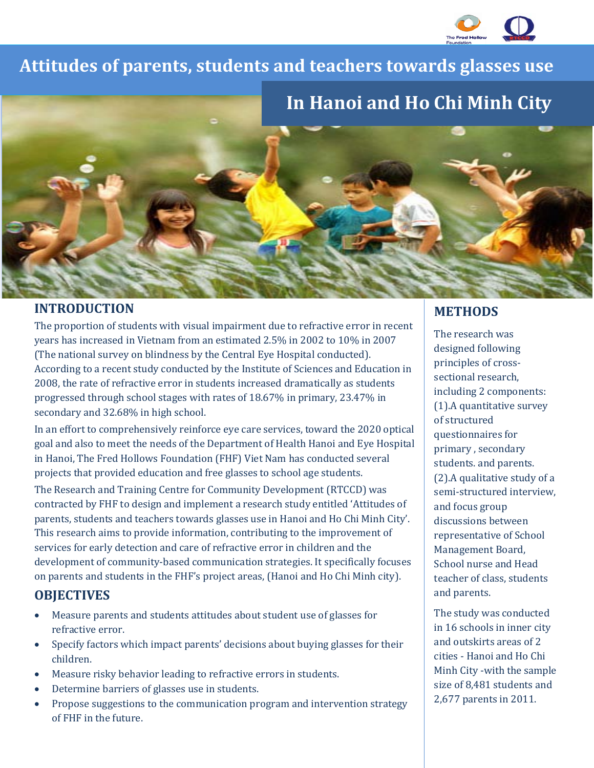# Attitudes of parents, students and teachers towards glasses use

## In Hanoi and Ho Chi Minh City

## INTRODUCTION

The proportion of students with visual impairment due to refractive error in recent years has increased in Vietnam from an estimated 2.5% in 2002 to 10% in 2007 (The national survey on blindness by the Central Eye Hospital conducted). According to a recent study conducted by the Institute of Sciences and Education in 2008, the rate of refractive error in students increased dramatically as students progressed through school stages with rates of 18.67% in primary, 23.47% in secondary and 32.68% in high school.

In an effort to comprehensively reinforce eye care services, toward the 2020 optical goal and also to meet the needs of the Department of Health Hanoi and Eye Hospital in Hanoi, The Fred Hollows Foundation (FHF) Viet Nam has conducted several projects that provided education and free glasses to school age students.

The Research and Training Centre for Community Development (RTCCD) was contracted by FHF to design and implement a research study entitled 'Attitudes of parents, students and teachers towards glasses use in Hanoi and Ho Chi Minh City'. This research aims to provide information, contributing to the improvement of services for early detection and care of refractive error in children and the development of community-based communication strategies. It specifically focuses on parents and students in the FHF's project areas, (Hanoi and Ho Chi Minh city).

## OBJECTIVES

- Measure parents and students attitudes about student use of glasses for refractive error.
- Specify factors which impact parents' decisions about buying glasses for their children.
- Measure risky behavior leading to refractive errors in students.
- Determine barriers of glasses use in students.
- Propose suggestions to the communication program and intervention strategy of FHF in the future.

## METHODS

The research was designed following principles of cross-sectional research, including 2 components: (1).A quantitative survey of structured questionnaires for primary , secondary students. and parents. (2).A qualitative study of a semi-structured interview, and focus group discussions between representative of School Management Board, School nurse and Head teacher of class, students and parents.

The study was conducted in 16 schools in inner city and outskirts areas of 2 cities - Hanoi and Ho Chi Minh City -with the sample size of 8,481 students and 2,677 parents in 2011.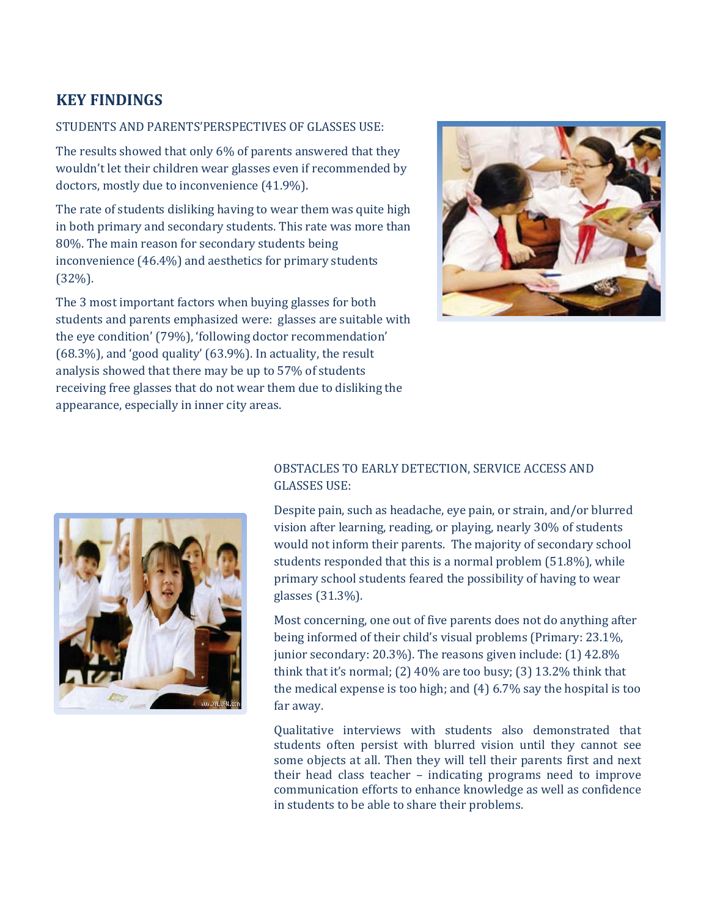## KEY FINDINGS

STUDENTS AND PARENTS'PERSPECTIVES OF GLASSES USE:

The results showed that only 6% of parents answered that they wouldn't let their children wear glasses even if recommended by doctors, mostly due to inconvenience (41.9%).

The rate of students disliking having to wear them was quite high in both primary and secondary students. This rate was more than 80%. The main reason for secondary students being inconvenience (46.4%) and aesthetics for primary students (32%).

The 3 most important factors when buying glasses for both students and parents emphasized were: glasses are suitable with the eye condition' (79%), 'following doctor recommendation' (68.3%), and 'good quality' (63.9%). In actuality, the result analysis showed that there may be up to 57% of students receiving free glasses that do not wear them due to disliking the appearance, especially in inner city areas.

OBSTACLES TO EARLY DETECTION, SERVICE ACCESS AND GLASSES USE:

Despite pain, such as headache, eye pain, or strain, and/or blurred vision after learning, reading, or playing, nearly 30% of students would not inform their parents. The majority of secondary school students responded that this is a normal problem (51.8%), while primary school students feared the possibility of having to wear glasses (31.3%).

Most concerning, one out of five parents does not do anything after being informed of their child's visual problems (Primary: 23.1%, junior secondary: 20.3%). The reasons given include: (1) 42.8% think that it's normal; (2) 40% are too busy; (3) 13.2% think that the medical expense is too high; and (4) 6.7% say the hospital is too far away.

Qualitative interviews with students also demonstrated that students often persist with blurred vision until they cannot see some objects at all. Then they will tell their parents first and next their head class teacher – indicating programs need to improve communication efforts to enhance knowledge as well as confidence in students to be able to share their problems.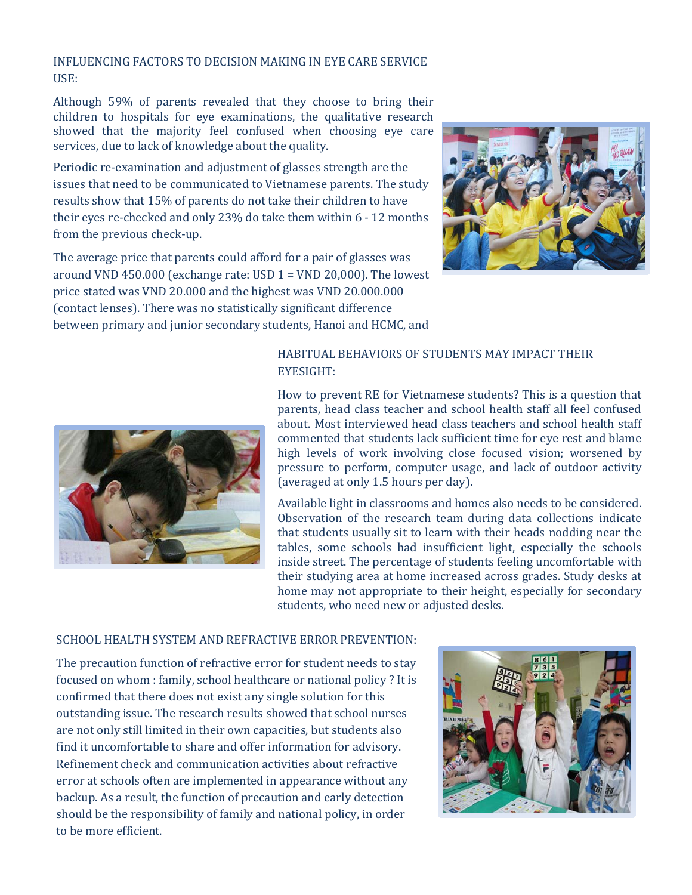## INFLUENCING FACTORS TO DECISION MAKING IN EYE CARE SERVICE USE:

Although 59% of parents revealed that they choose to bring their children to hospitals for eye examinations, the qualitative research showed that the majority feel confused when choosing eye care services, due to lack of knowledge about the quality.

Periodic re-examination and adjustment of glasses strength are the issues that need to be communicated to Vietnamese parents. The study results show that 15% of parents do not take their children to have their eyes re-checked and only 23% do take them within 6 - 12 months from the previous check-up.

The average price that parents could afford for a pair of glasses was around VND 450.000 (exchange rate: USD 1 = VND 20,000). The lowest price stated was VND 20.000 and the highest was VND 20.000.000 (contact lenses). There was no statistically significant difference between primary and junior secondary students, Hanoi and HCMC, and

## HABITUAL BEHAVIORS OF STUDENTS MAY IMPACT THEIR EYESIGHT:

How to prevent RE for Vietnamese students? This is a question that parents, head class teacher and school health staff all feel confused about. Most interviewed head class teachers and school health staff commented that students lack sufficient time for eye rest and blame high levels of work involving close focused vision; worsened by pressure to perform, computer usage, and lack of outdoor activity (averaged at only 1.5 hours per day).

Available light in classrooms and homes also needs to be considered. Observation of the research team during data collections indicate that students usually sit to learn with their heads nodding near the tables, some schools had insufficient light, especially the schools inside street. The percentage of students feeling uncomfortable with their studying area at home increased across grades. Study desks at home may not appropriate to their height, especially for secondary students, who need new or adjusted desks.

## SCHOOL HEALTH SYSTEM AND REFRACTIVE ERROR PREVENTION:

The precaution function of refractive error for student needs to stay focused on whom : family, school healthcare or national policy ? It is confirmed that there does not exist any single solution for this outstanding issue. The research results showed that school nurses are not only still limited in their own capacities, but students also find it uncomfortable to share and offer information for advisory. Refinement check and communication activities about refractive error at schools often are implemented in appearance without any backup. As a result, the function of precaution and early detection should be the responsibility of family and national policy, in order to be more efficient.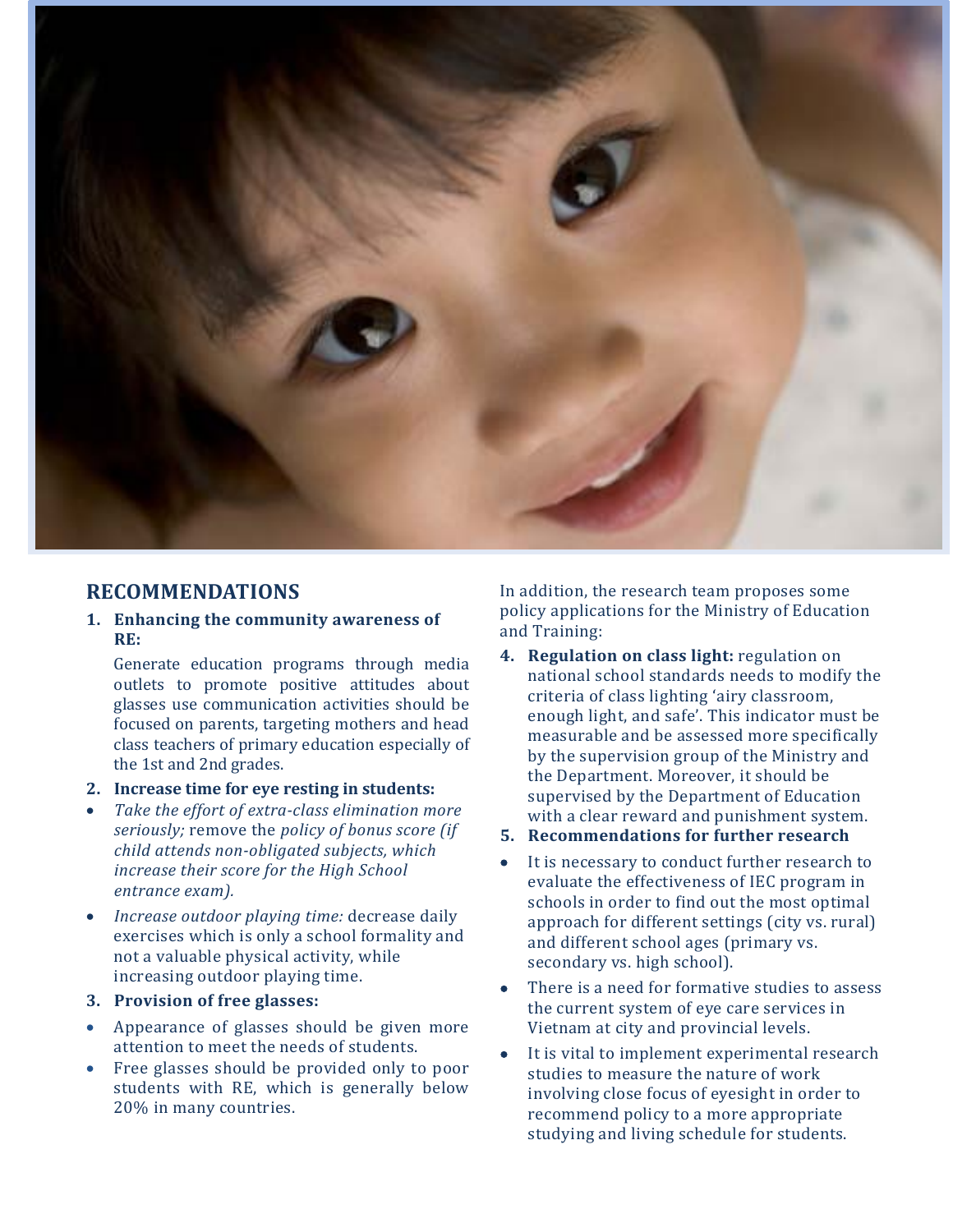## RECOMMENDATIONS

1. **Enhancing the community awareness of RE:**

   Generate education programs through media outlets to promote positive attitudes about glasses use communication activities should be focused on parents, targeting mothers and head class teachers of primary education especially of the 1st and 2nd grades.

2. **Increase time for eye resting in students:**

- *Take the effort of extra-class elimination more seriously;* remove the *policy of bonus score (if child attends non-obligated subjects, which increase their score for the High School entrance exam).*
- *Increase outdoor playing time:* decrease daily exercises which is only a school formality and not a valuable physical activity, while increasing outdoor playing time.

3. **Provision of free glasses:**

- Appearance of glasses should be given more attention to meet the needs of students.
- Free glasses should be provided only to poor students with RE, which is generally below 20% in many countries.

In addition, the research team proposes some policy applications for the Ministry of Education and Training:

4. **Regulation on class light:** regulation on national school standards needs to modify the criteria of class lighting 'airy classroom, enough light, and safe'. This indicator must be measurable and be assessed more specifically by the supervision group of the Ministry and the Department. Moreover, it should be supervised by the Department of Education with a clear reward and punishment system.

5. **Recommendations for further research**

- It is necessary to conduct further research to evaluate the effectiveness of IEC program in schools in order to find out the most optimal approach for different settings (city vs. rural) and different school ages (primary vs. secondary vs. high school).
- There is a need for formative studies to assess the current system of eye care services in Vietnam at city and provincial levels.
- It is vital to implement experimental research studies to measure the nature of work involving close focus of eyesight in order to recommend policy to a more appropriate studying and living schedule for students.